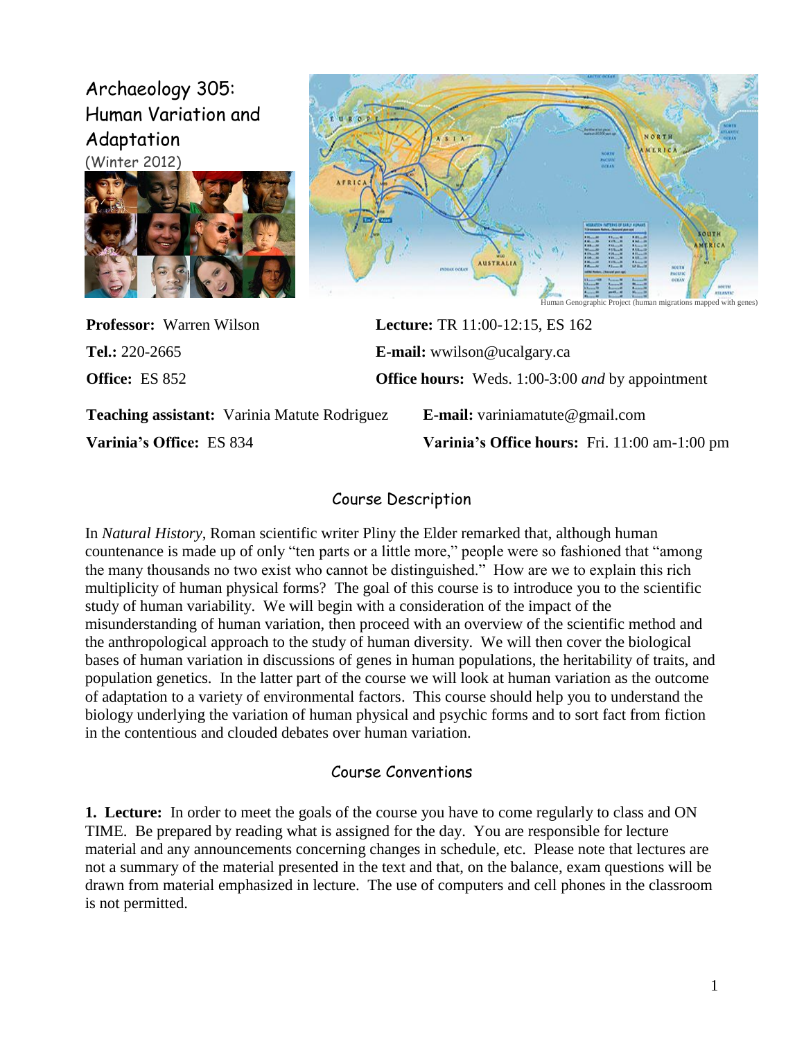# Archaeology 305: Human Variation and Adaptation

(Winter 2012)

Human Genographic Project (human migrations mapped with genes)

**Professor:** Warren Wilson

**Tel.:** 220-2665

**Office:** ES 852

**Lecture:** TR 11:00-12:15, ES 162

**E-mail:** wwilson@ucalgary.ca

**Office hours:** Weds. 1:00-3:00 *and* by appointment

**Teaching assistant:** Varinia Matute Rodriguez

**Varinia's Office:** ES 834

**E-mail:** variniamatute@gmail.com

**Varinia's Office hours:** Fri. 11:00 am-1:00 pm

## Course Description

In *Natural History*, Roman scientific writer Pliny the Elder remarked that, although human countenance is made up of only "ten parts or a little more," people were so fashioned that "among the many thousands no two exist who cannot be distinguished." How are we to explain this rich multiplicity of human physical forms? The goal of this course is to introduce you to the scientific study of human variability. We will begin with a consideration of the impact of the misunderstanding of human variation, then proceed with an overview of the scientific method and the anthropological approach to the study of human diversity. We will then cover the biological bases of human variation in discussions of genes in human populations, the heritability of traits, and population genetics. In the latter part of the course we will look at human variation as the outcome of adaptation to a variety of environmental factors. This course should help you to understand the biology underlying the variation of human physical and psychic forms and to sort fact from fiction in the contentious and clouded debates over human variation.

## Course Conventions

**1. Lecture:** In order to meet the goals of the course you have to come regularly to class and ON TIME. Be prepared by reading what is assigned for the day. You are responsible for lecture material and any announcements concerning changes in schedule, etc. Please note that lectures are not a summary of the material presented in the text and that, on the balance, exam questions will be drawn from material emphasized in lecture. The use of computers and cell phones in the classroom is not permitted.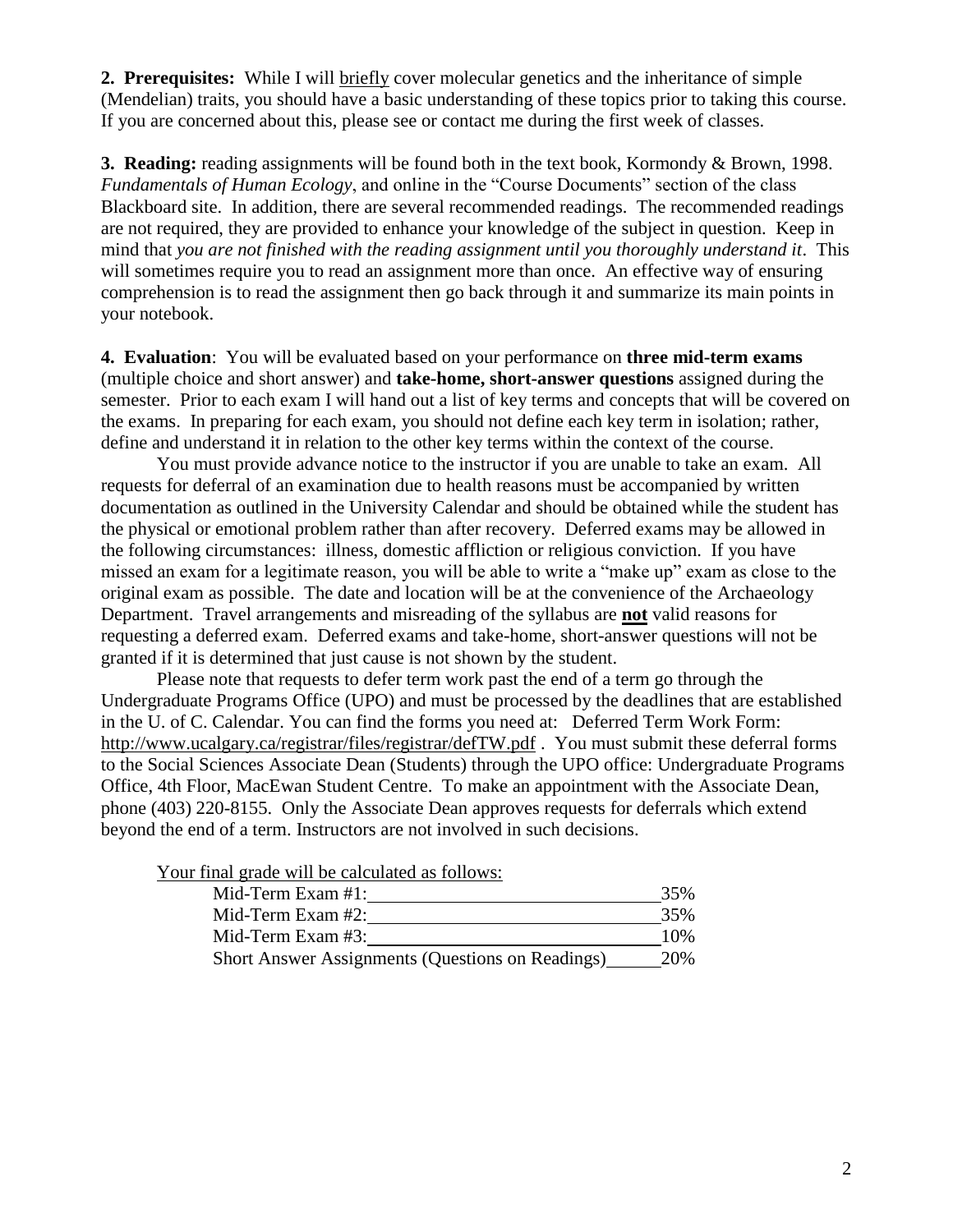**2. Prerequisites:** While I will briefly cover molecular genetics and the inheritance of simple (Mendelian) traits, you should have a basic understanding of these topics prior to taking this course. If you are concerned about this, please see or contact me during the first week of classes.

**3. Reading:** reading assignments will be found both in the text book, Kormondy & Brown, 1998. *Fundamentals of Human Ecology*, and online in the "Course Documents" section of the class Blackboard site. In addition, there are several recommended readings. The recommended readings are not required, they are provided to enhance your knowledge of the subject in question. Keep in mind that *you are not finished with the reading assignment until you thoroughly understand it*. This will sometimes require you to read an assignment more than once. An effective way of ensuring comprehension is to read the assignment then go back through it and summarize its main points in your notebook.

**4. Evaluation**: You will be evaluated based on your performance on **three mid-term exams** (multiple choice and short answer) and **take-home, short-answer questions** assigned during the semester. Prior to each exam I will hand out a list of key terms and concepts that will be covered on the exams. In preparing for each exam, you should not define each key term in isolation; rather, define and understand it in relation to the other key terms within the context of the course.

You must provide advance notice to the instructor if you are unable to take an exam. All requests for deferral of an examination due to health reasons must be accompanied by written documentation as outlined in the University Calendar and should be obtained while the student has the physical or emotional problem rather than after recovery. Deferred exams may be allowed in the following circumstances: illness, domestic affliction or religious conviction. If you have missed an exam for a legitimate reason, you will be able to write a "make up" exam as close to the original exam as possible. The date and location will be at the convenience of the Archaeology Department. Travel arrangements and misreading of the syllabus are **not** valid reasons for requesting a deferred exam. Deferred exams and take-home, short-answer questions will not be granted if it is determined that just cause is not shown by the student.

Please note that requests to defer term work past the end of a term go through the Undergraduate Programs Office (UPO) and must be processed by the deadlines that are established in the U. of C. Calendar. You can find the forms you need at: Deferred Term Work Form: http://www.ucalgary.ca/registrar/files/registrar/defTW.pdf . You must submit these deferral forms to the Social Sciences Associate Dean (Students) through the UPO office: Undergraduate Programs Office, 4th Floor, MacEwan Student Centre. To make an appointment with the Associate Dean, phone (403) 220-8155. Only the Associate Dean approves requests for deferrals which extend beyond the end of a term. Instructors are not involved in such decisions.

Your final grade will be calculated as follows:

| Component | Weight |
|---|---|
| Mid-Term Exam #1: | 35% |
| Mid-Term Exam #2: | 35% |
| Mid-Term Exam #3: | 10% |
| Short Answer Assignments (Questions on Readings) | 20% |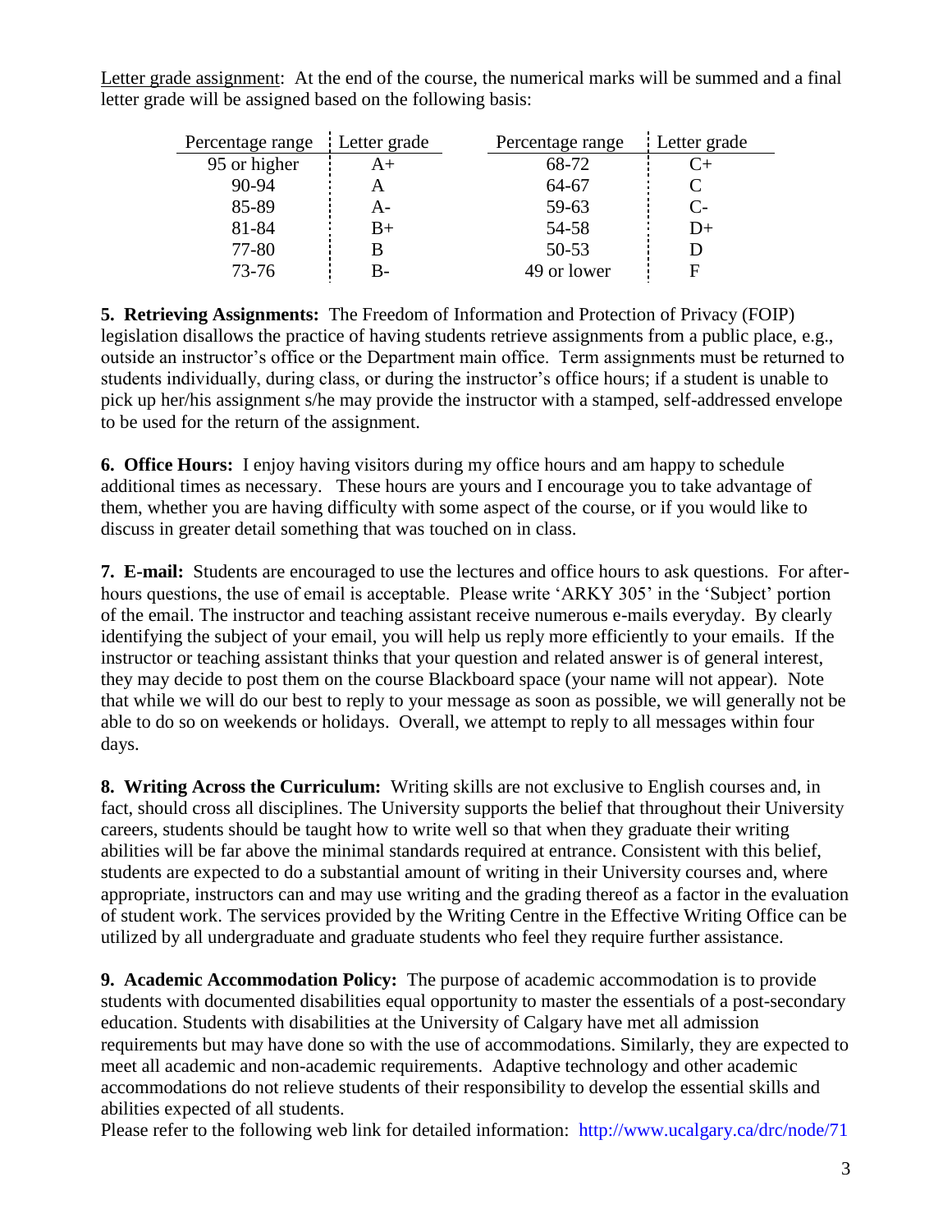Letter grade assignment: At the end of the course, the numerical marks will be summed and a final letter grade will be assigned based on the following basis:

| Percentage range | Letter grade | Percentage range | Letter grade |
|---|---|---|---|
| 95 or higher | A+ | 68-72 | C+ |
| 90-94 | A | 64-67 | C |
| 85-89 | A- | 59-63 | C- |
| 81-84 | B+ | 54-58 | D+ |
| 77-80 | B | 50-53 | D |
| 73-76 | B- | 49 or lower | F |

**5. Retrieving Assignments:** The Freedom of Information and Protection of Privacy (FOIP) legislation disallows the practice of having students retrieve assignments from a public place, e.g., outside an instructor's office or the Department main office. Term assignments must be returned to students individually, during class, or during the instructor's office hours; if a student is unable to pick up her/his assignment s/he may provide the instructor with a stamped, self-addressed envelope to be used for the return of the assignment.

**6. Office Hours:** I enjoy having visitors during my office hours and am happy to schedule additional times as necessary. These hours are yours and I encourage you to take advantage of them, whether you are having difficulty with some aspect of the course, or if you would like to discuss in greater detail something that was touched on in class.

**7. E-mail:** Students are encouraged to use the lectures and office hours to ask questions. For after-hours questions, the use of email is acceptable. Please write 'ARKY 305' in the 'Subject' portion of the email. The instructor and teaching assistant receive numerous e-mails everyday. By clearly identifying the subject of your email, you will help us reply more efficiently to your emails. If the instructor or teaching assistant thinks that your question and related answer is of general interest, they may decide to post them on the course Blackboard space (your name will not appear). Note that while we will do our best to reply to your message as soon as possible, we will generally not be able to do so on weekends or holidays. Overall, we attempt to reply to all messages within four days.

**8. Writing Across the Curriculum:** Writing skills are not exclusive to English courses and, in fact, should cross all disciplines. The University supports the belief that throughout their University careers, students should be taught how to write well so that when they graduate their writing abilities will be far above the minimal standards required at entrance. Consistent with this belief, students are expected to do a substantial amount of writing in their University courses and, where appropriate, instructors can and may use writing and the grading thereof as a factor in the evaluation of student work. The services provided by the Writing Centre in the Effective Writing Office can be utilized by all undergraduate and graduate students who feel they require further assistance.

**9. Academic Accommodation Policy:** The purpose of academic accommodation is to provide students with documented disabilities equal opportunity to master the essentials of a post-secondary education. Students with disabilities at the University of Calgary have met all admission requirements but may have done so with the use of accommodations. Similarly, they are expected to meet all academic and non-academic requirements. Adaptive technology and other academic accommodations do not relieve students of their responsibility to develop the essential skills and abilities expected of all students.
Please refer to the following web link for detailed information: http://www.ucalgary.ca/drc/node/71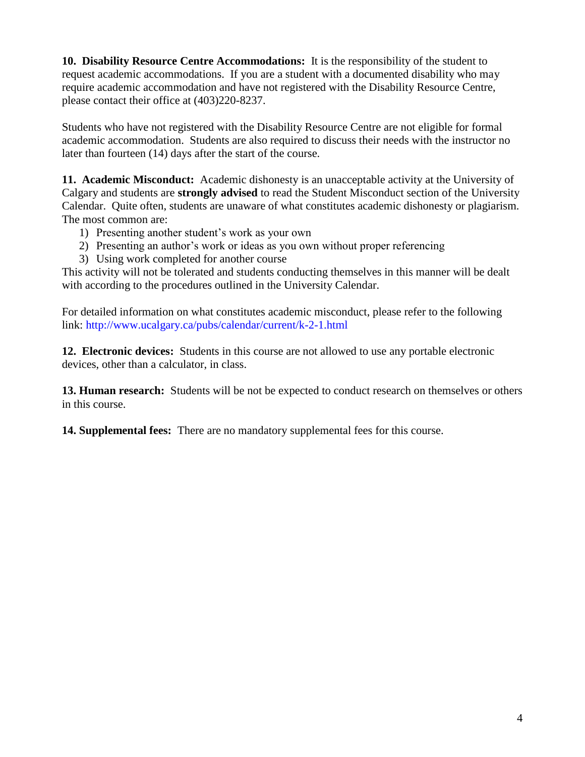**10. Disability Resource Centre Accommodations:** It is the responsibility of the student to request academic accommodations. If you are a student with a documented disability who may require academic accommodation and have not registered with the Disability Resource Centre, please contact their office at (403)220-8237.

Students who have not registered with the Disability Resource Centre are not eligible for formal academic accommodation. Students are also required to discuss their needs with the instructor no later than fourteen (14) days after the start of the course.

**11. Academic Misconduct:** Academic dishonesty is an unacceptable activity at the University of Calgary and students are **strongly advised** to read the Student Misconduct section of the University Calendar. Quite often, students are unaware of what constitutes academic dishonesty or plagiarism. The most common are:

1) Presenting another student's work as your own
2) Presenting an author's work or ideas as you own without proper referencing
3) Using work completed for another course

This activity will not be tolerated and students conducting themselves in this manner will be dealt with according to the procedures outlined in the University Calendar.

For detailed information on what constitutes academic misconduct, please refer to the following link: http://www.ucalgary.ca/pubs/calendar/current/k-2-1.html

**12. Electronic devices:** Students in this course are not allowed to use any portable electronic devices, other than a calculator, in class.

**13. Human research:** Students will be not be expected to conduct research on themselves or others in this course.

**14. Supplemental fees:** There are no mandatory supplemental fees for this course.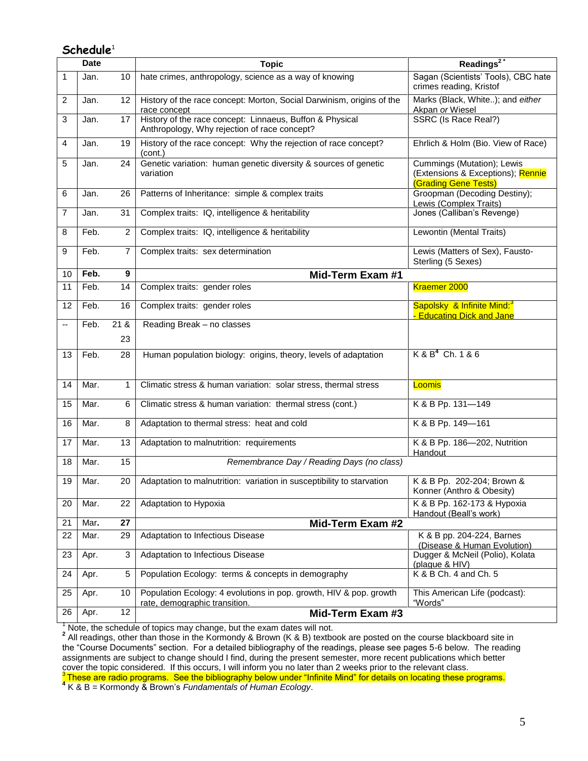## Schedule[1]

| | Date | | Topic | Readings[2*] |
|---|---|---|---|---|
| 1 | Jan. | 10 | hate crimes, anthropology, science as a way of knowing | Sagan (Scientists' Tools), CBC hate crimes reading, Kristof |
| 2 | Jan. | 12 | History of the race concept: Morton, Social Darwinism, origins of the race concept | Marks (Black, White..); and *either* Akpan *or* Wiesel |
| 3 | Jan. | 17 | History of the race concept: Linnaeus, Buffon & Physical Anthropology, Why rejection of race concept? | SSRC (Is Race Real?) |
| 4 | Jan. | 19 | History of the race concept: Why the rejection of race concept? (cont.) | Ehrlich & Holm (Bio. View of Race) |
| 5 | Jan. | 24 | Genetic variation: human genetic diversity & sources of genetic variation | Cummings (Mutation); Lewis (Extensions & Exceptions); Rennie (Grading Gene Tests) |
| 6 | Jan. | 26 | Patterns of Inheritance: simple & complex traits | Groopman (Decoding Destiny); Lewis (Complex Traits) |
| 7 | Jan. | 31 | Complex traits: IQ, intelligence & heritability | Jones (Calliban's Revenge) |
| 8 | Feb. | 2 | Complex traits: IQ, intelligence & heritability | Lewontin (Mental Traits) |
| 9 | Feb. | 7 | Complex traits: sex determination | Lewis (Matters of Sex), Fausto-Sterling (5 Sexes) |
| 10 | **Feb.** | **9** | **Mid-Term Exam #1** | |
| 11 | Feb. | 14 | Complex traits: gender roles | Kraemer 2000 |
| 12 | Feb. | 16 | Complex traits: gender roles | Sapolsky & Infinite Mind:[3] - Educating Dick and Jane |
| -- | Feb. | 21 & 23 | Reading Break – no classes | |
| 13 | Feb. | 28 | Human population biology: origins, theory, levels of adaptation | K & B[4] Ch. 1 & 6 |
| 14 | Mar. | 1 | Climatic stress & human variation: solar stress, thermal stress | Loomis |
| 15 | Mar. | 6 | Climatic stress & human variation: thermal stress (cont.) | K & B Pp. 131—149 |
| 16 | Mar. | 8 | Adaptation to thermal stress: heat and cold | K & B Pp. 149—161 |
| 17 | Mar. | 13 | Adaptation to malnutrition: requirements | K & B Pp. 186—202, Nutrition Handout |
| 18 | Mar. | 15 | *Remembrance Day / Reading Days (no class)* | |
| 19 | Mar. | 20 | Adaptation to malnutrition: variation in susceptibility to starvation | K & B Pp. 202-204; Brown & Konner (Anthro & Obesity) |
| 20 | Mar. | 22 | Adaptation to Hypoxia | K & B Pp. 162-173 & Hypoxia Handout (Beall's work) |
| 21 | **Mar.** | **27** | **Mid-Term Exam #2** | |
| 22 | Mar. | 29 | Adaptation to Infectious Disease | K & B pp. 204-224, Barnes (Disease & Human Evolution) |
| 23 | Apr. | 3 | Adaptation to Infectious Disease | Dugger & McNeil (Polio), Kolata (plague & HIV) |
| 24 | Apr. | 5 | Population Ecology: terms & concepts in demography | K & B Ch. 4 and Ch. 5 |
| 25 | Apr. | 10 | Population Ecology: 4 evolutions in pop. growth, HIV & pop. growth rate, demographic transition. | This American Life (podcast): "Words" |
| 26 | Apr. | 12 | **Mid-Term Exam #3** | |

[1] Note, the schedule of topics may change, but the exam dates will not.

[2] All readings, other than those in the Kormondy & Brown (K & B) textbook are posted on the course blackboard site in the "Course Documents" section. For a detailed bibliography of the readings, please see pages 5-6 below. The reading assignments are subject to change should I find, during the present semester, more recent publications which better cover the topic considered. If this occurs, I will inform you no later than 2 weeks prior to the relevant class.

[3] These are radio programs. See the bibliography below under "Infinite Mind" for details on locating these programs.

[4] K & B = Kormondy & Brown's *Fundamentals of Human Ecology*.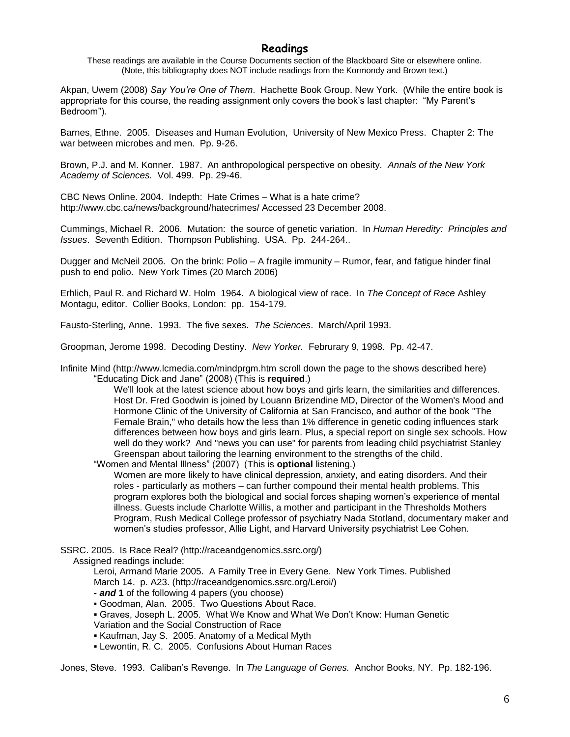## Readings

These readings are available in the Course Documents section of the Blackboard Site or elsewhere online. (Note, this bibliography does NOT include readings from the Kormondy and Brown text.)

Akpan, Uwem (2008) *Say You're One of Them*. Hachette Book Group. New York. (While the entire book is appropriate for this course, the reading assignment only covers the book's last chapter: "My Parent's Bedroom").

Barnes, Ethne. 2005. Diseases and Human Evolution, University of New Mexico Press. Chapter 2: The war between microbes and men. Pp. 9-26.

Brown, P.J. and M. Konner. 1987. An anthropological perspective on obesity. *Annals of the New York Academy of Sciences.* Vol. 499. Pp. 29-46.

CBC News Online. 2004. Indepth: Hate Crimes – What is a hate crime? http://www.cbc.ca/news/background/hatecrimes/ Accessed 23 December 2008.

Cummings, Michael R. 2006. Mutation: the source of genetic variation. In *Human Heredity: Principles and Issues*. Seventh Edition. Thompson Publishing. USA. Pp. 244-264..

Dugger and McNeil 2006. On the brink: Polio – A fragile immunity – Rumor, fear, and fatigue hinder final push to end polio. New York Times (20 March 2006)

Erhlich, Paul R. and Richard W. Holm 1964. A biological view of race. In *The Concept of Race* Ashley Montagu, editor. Collier Books, London: pp. 154-179.

Fausto-Sterling, Anne. 1993. The five sexes. *The Sciences*. March/April 1993.

Groopman, Jerome 1998. Decoding Destiny. *New Yorker.* Februrary 9, 1998. Pp. 42-47.

Infinite Mind (http://www.lcmedia.com/mindprgm.htm scroll down the page to the shows described here)

"Educating Dick and Jane" (2008) (This is **required**.)

We'll look at the latest science about how boys and girls learn, the similarities and differences. Host Dr. Fred Goodwin is joined by Louann Brizendine MD, Director of the Women's Mood and Hormone Clinic of the University of California at San Francisco, and author of the book "The Female Brain," who details how the less than 1% difference in genetic coding influences stark differences between how boys and girls learn. Plus, a special report on single sex schools. How well do they work? And "news you can use" for parents from leading child psychiatrist Stanley Greenspan about tailoring the learning environment to the strengths of the child.

"Women and Mental Illness" (2007) (This is **optional** listening.)

Women are more likely to have clinical depression, anxiety, and eating disorders. And their roles - particularly as mothers – can further compound their mental health problems. This program explores both the biological and social forces shaping women's experience of mental illness. Guests include Charlotte Willis, a mother and participant in the Thresholds Mothers Program, Rush Medical College professor of psychiatry Nada Stotland, documentary maker and women's studies professor, Allie Light, and Harvard University psychiatrist Lee Cohen.

SSRC. 2005. Is Race Real? (http://raceandgenomics.ssrc.org/)

Assigned readings include:

Leroi, Armand Marie 2005. A Family Tree in Every Gene. New York Times. Published March 14. p. A23. (http://raceandgenomics.ssrc.org/Leroi/)

**- *and* 1** of the following 4 papers (you choose)

- Goodman, Alan. 2005. Two Questions About Race.
- Graves, Joseph L. 2005. What We Know and What We Don't Know: Human Genetic Variation and the Social Construction of Race
- Kaufman, Jay S. 2005. Anatomy of a Medical Myth
- Lewontin, R. C. 2005. Confusions About Human Races

Jones, Steve. 1993. Caliban's Revenge. In *The Language of Genes.* Anchor Books, NY. Pp. 182-196.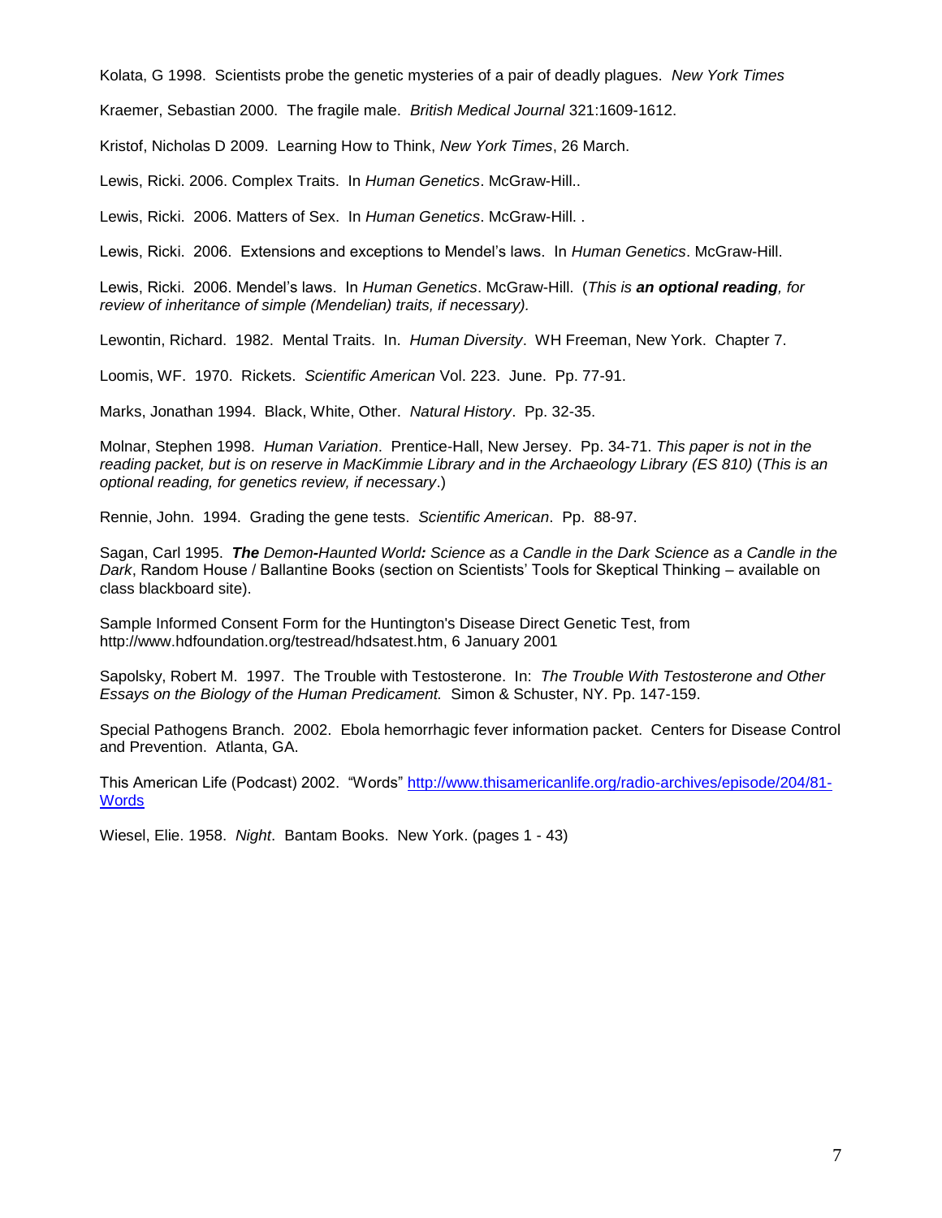Kolata, G 1998. Scientists probe the genetic mysteries of a pair of deadly plagues. *New York Times*

Kraemer, Sebastian 2000. The fragile male. *British Medical Journal* 321:1609-1612.

Kristof, Nicholas D 2009. Learning How to Think, *New York Times*, 26 March.

Lewis, Ricki. 2006. Complex Traits. In *Human Genetics*. McGraw-Hill..

Lewis, Ricki. 2006. Matters of Sex. In *Human Genetics*. McGraw-Hill. .

Lewis, Ricki. 2006. Extensions and exceptions to Mendel's laws. In *Human Genetics*. McGraw-Hill.

Lewis, Ricki. 2006. Mendel's laws. In *Human Genetics*. McGraw-Hill. (*This is **an optional reading**, for review of inheritance of simple (Mendelian) traits, if necessary).*

Lewontin, Richard. 1982. Mental Traits. In. *Human Diversity*. WH Freeman, New York. Chapter 7.

Loomis, WF. 1970. Rickets. *Scientific American* Vol. 223. June. Pp. 77-91.

Marks, Jonathan 1994. Black, White, Other. *Natural History*. Pp. 32-35.

Molnar, Stephen 1998. *Human Variation*. Prentice-Hall, New Jersey. Pp. 34-71. *This paper is not in the reading packet, but is on reserve in MacKimmie Library and in the Archaeology Library (ES 810)* (*This is an optional reading, for genetics review, if necessary*.)

Rennie, John. 1994. Grading the gene tests. *Scientific American*. Pp. 88-97.

Sagan, Carl 1995. ***The** Demon**-**Haunted World**:** Science as a Candle in the Dark Science as a Candle in the Dark*, Random House / Ballantine Books (section on Scientists' Tools for Skeptical Thinking – available on class blackboard site).

Sample Informed Consent Form for the Huntington's Disease Direct Genetic Test, from http://www.hdfoundation.org/testread/hdsatest.htm, 6 January 2001

Sapolsky, Robert M. 1997. The Trouble with Testosterone. In: *The Trouble With Testosterone and Other Essays on the Biology of the Human Predicament.* Simon & Schuster, NY. Pp. 147-159.

Special Pathogens Branch. 2002. Ebola hemorrhagic fever information packet. Centers for Disease Control and Prevention. Atlanta, GA.

This American Life (Podcast) 2002. "Words" [http://www.thisamericanlife.org/radio-archives/episode/204/81-Words](http://www.thisamericanlife.org/radio-archives/episode/204/81-Words)

Wiesel, Elie. 1958. *Night*. Bantam Books. New York. (pages 1 - 43)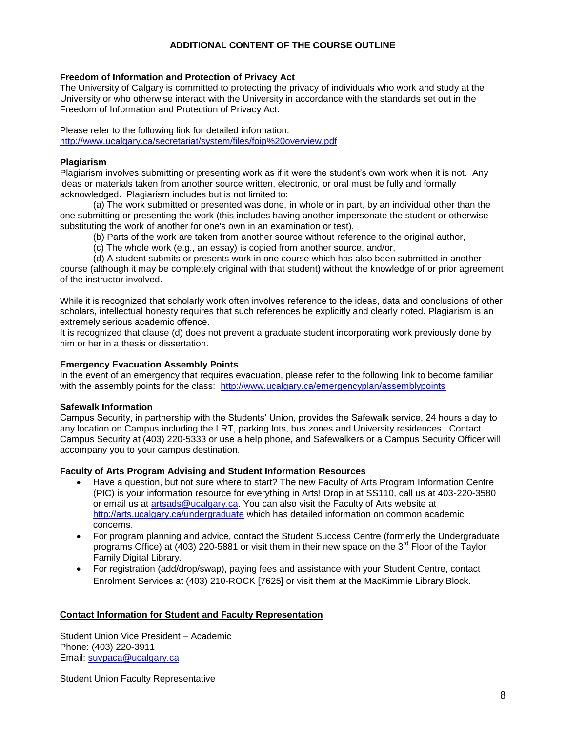## ADDITIONAL CONTENT OF THE COURSE OUTLINE

**Freedom of Information and Protection of Privacy Act**

The University of Calgary is committed to protecting the privacy of individuals who work and study at the University or who otherwise interact with the University in accordance with the standards set out in the Freedom of Information and Protection of Privacy Act.

Please refer to the following link for detailed information:
http://www.ucalgary.ca/secretariat/system/files/foip%20overview.pdf

**Plagiarism**

Plagiarism involves submitting or presenting work as if it were the student's own work when it is not. Any ideas or materials taken from another source written, electronic, or oral must be fully and formally acknowledged. Plagiarism includes but is not limited to:

(a) The work submitted or presented was done, in whole or in part, by an individual other than the one submitting or presenting the work (this includes having another impersonate the student or otherwise substituting the work of another for one's own in an examination or test),

(b) Parts of the work are taken from another source without reference to the original author,

(c) The whole work (e.g., an essay) is copied from another source, and/or,

(d) A student submits or presents work in one course which has also been submitted in another course (although it may be completely original with that student) without the knowledge of or prior agreement of the instructor involved.

While it is recognized that scholarly work often involves reference to the ideas, data and conclusions of other scholars, intellectual honesty requires that such references be explicitly and clearly noted. Plagiarism is an extremely serious academic offence.
It is recognized that clause (d) does not prevent a graduate student incorporating work previously done by him or her in a thesis or dissertation.

**Emergency Evacuation Assembly Points**

In the event of an emergency that requires evacuation, please refer to the following link to become familiar with the assembly points for the class: http://www.ucalgary.ca/emergencyplan/assemblypoints

**Safewalk Information**

Campus Security, in partnership with the Students' Union, provides the Safewalk service, 24 hours a day to any location on Campus including the LRT, parking lots, bus zones and University residences. Contact Campus Security at (403) 220-5333 or use a help phone, and Safewalkers or a Campus Security Officer will accompany you to your campus destination.

**Faculty of Arts Program Advising and Student Information Resources**

- Have a question, but not sure where to start? The new Faculty of Arts Program Information Centre (PIC) is your information resource for everything in Arts! Drop in at SS110, call us at 403-220-3580 or email us at artsads@ucalgary.ca. You can also visit the Faculty of Arts website at http://arts.ucalgary.ca/undergraduate which has detailed information on common academic concerns.
- For program planning and advice, contact the Student Success Centre (formerly the Undergraduate programs Office) at (403) 220-5881 or visit them in their new space on the 3rd Floor of the Taylor Family Digital Library.
- For registration (add/drop/swap), paying fees and assistance with your Student Centre, contact Enrolment Services at (403) 210-ROCK [7625] or visit them at the MacKimmie Library Block.

**<u>Contact Information for Student and Faculty Representation</u>**

Student Union Vice President – Academic
Phone: (403) 220-3911
Email: suvpaca@ucalgary.ca

Student Union Faculty Representative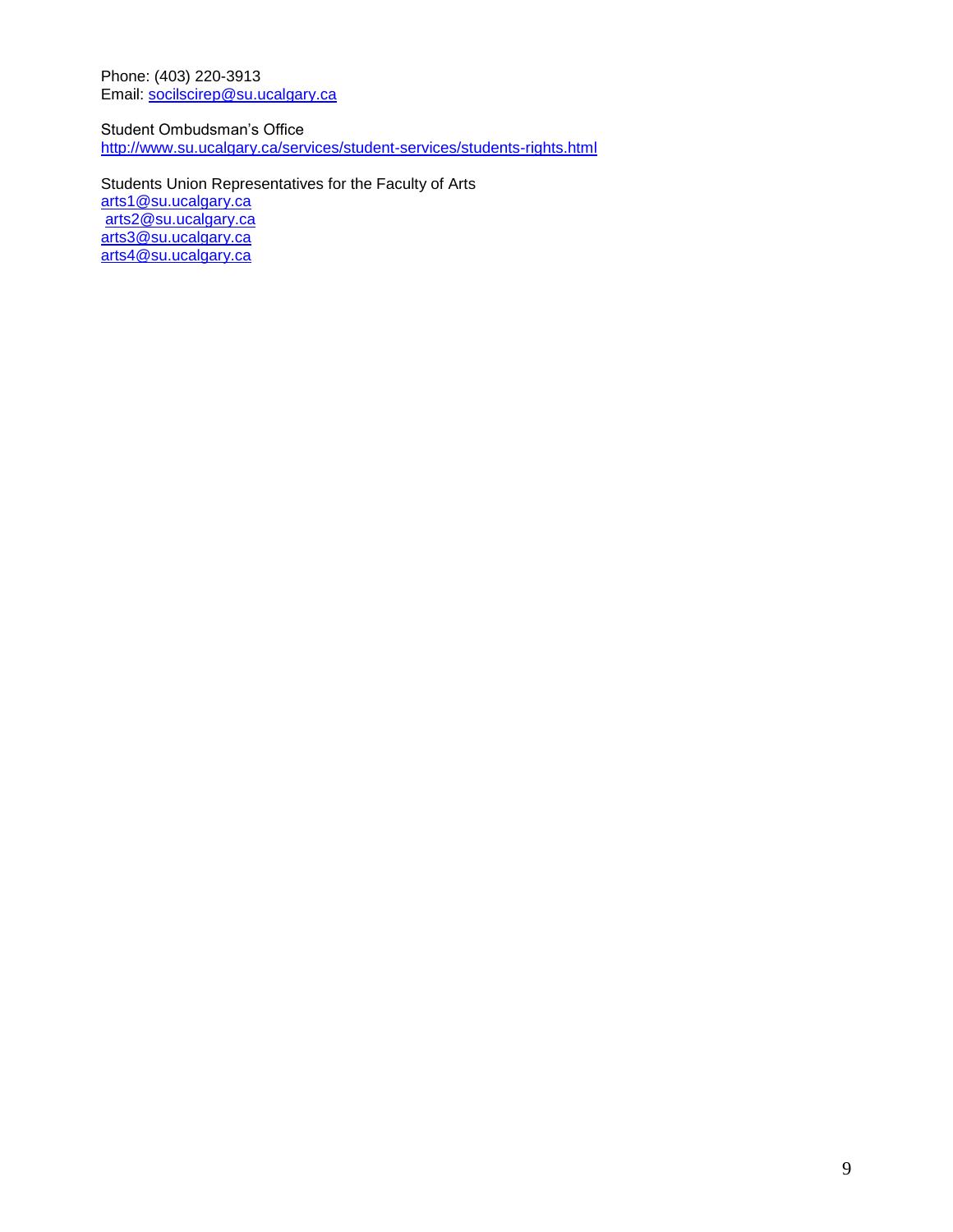Phone: (403) 220-3913
Email: socilscirep@su.ucalgary.ca

Student Ombudsman's Office
http://www.su.ucalgary.ca/services/student-services/students-rights.html

Students Union Representatives for the Faculty of Arts
arts1@su.ucalgary.ca
arts2@su.ucalgary.ca
arts3@su.ucalgary.ca
arts4@su.ucalgary.ca